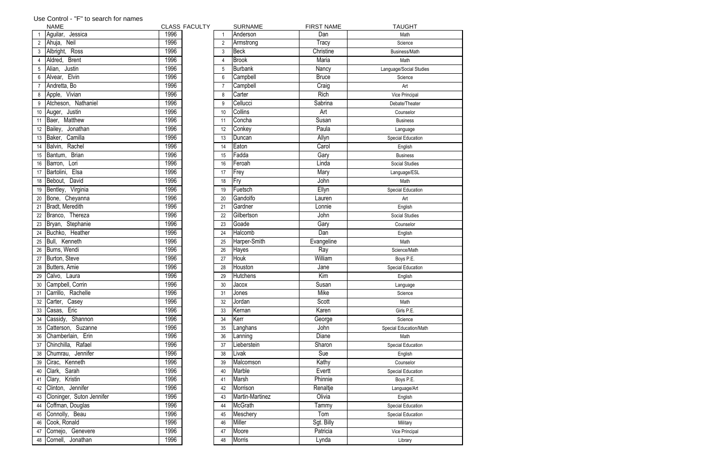Use Control - "F" to search for names

| | NAME | CLASS | FACULTY |
|---|---|---|---|
| 1 | Aguilar, Jessica | 1996 | |
| 2 | Ahuja, Neil | 1996 | |
| 3 | Albright, Ross | 1996 | |
| 4 | Aldred, Brent | 1996 | |
| 5 | Alian, Justin | 1996 | |
| 6 | Alvear, Elvin | 1996 | |
| 7 | Andretta, Bo | 1996 | |
| 8 | Apple, Vivian | 1996 | |
| 9 | Atcheson, Nathaniel | 1996 | |
| 10 | Auger, Justin | 1996 | |
| 11 | Baer, Matthew | 1996 | |
| 12 | Bailey, Jonathan | 1996 | |
| 13 | Baker, Camilla | 1996 | |
| 14 | Balvin, Rachel | 1996 | |
| 15 | Bantum, Brian | 1996 | |
| 16 | Barron, Lori | 1996 | |
| 17 | Bartolini, Elsa | 1996 | |
| 18 | Bebout, David | 1996 | |
| 19 | Bentley, Virginia | 1996 | |
| 20 | Bone, Cheyanna | 1996 | |
| 21 | Bradt, Meredith | 1996 | |
| 22 | Branco, Thereza | 1996 | |
| 23 | Bryan, Stephanie | 1996 | |
| 24 | Buchko, Heather | 1996 | |
| 25 | Bull, Kenneth | 1996 | |
| 26 | Burns, Wendi | 1996 | |
| 27 | Burton, Steve | 1996 | |
| 28 | Butters, Amie | 1996 | |
| 29 | Calvo, Laura | 1996 | |
| 30 | Campbell, Corrin | 1996 | |
| 31 | Carrillo, Rachelle | 1996 | |
| 32 | Carter, Casey | 1996 | |
| 33 | Casas, Eric | 1996 | |
| 34 | Cassidy, Shannon | 1996 | |
| 35 | Catterson, Suzanne | 1996 | |
| 36 | Chamberlain, Erin | 1996 | |
| 37 | Chinchilla, Rafael | 1996 | |
| 38 | Chumrau, Jennifer | 1996 | |
| 39 | Cirac, Kenneth | 1996 | |
| 40 | Clark, Sarah | 1996 | |
| 41 | Clary, Kristin | 1996 | |
| 42 | Clinton, Jennifer | 1996 | |
| 43 | Cloninger, Suton Jennifer | 1996 | |
| 44 | Coffman, Douglas | 1996 | |
| 45 | Connolly, Beau | 1996 | |
| 46 | Cook, Ronald | 1996 | |
| 47 | Cornejo, Genevere | 1996 | |
| 48 | Cornell, Jonathan | 1996 | |

| | SURNAME | FIRST NAME | TAUGHT |
|---|---|---|---|
| 1 | Anderson | Dan | Math |
| 2 | Armstrong | Tracy | Science |
| 3 | Beck | Christine | Business/Math |
| 4 | Brook | Maria | Math |
| 5 | Burbank | Nancy | Language/Social Studies |
| 6 | Campbell | Bruce | Science |
| 7 | Campbell | Craig | Art |
| 8 | Carter | Rich | Vice Principal |
| 9 | Cellucci | Sabrina | Debate/Theater |
| 10 | Collins | Art | Counselor |
| 11 | Concha | Susan | Business |
| 12 | Conkey | Paula | Language |
| 13 | Duncan | Allyn | Special Education |
| 14 | Eaton | Carol | English |
| 15 | Fadda | Gary | Business |
| 16 | Feroah | Linda | Social Studies |
| 17 | Frey | Mary | Language/ESL |
| 18 | Fry | John | Math |
| 19 | Fuetsch | Ellyn | Special Education |
| 20 | Gandolfo | Lauren | Art |
| 21 | Gardner | Lonnie | English |
| 22 | Gilbertson | John | Social Studies |
| 23 | Goade | Gary | Counselor |
| 24 | Halcomb | Dan | English |
| 25 | Harper-Smith | Evangeline | Math |
| 26 | Hayes | Ray | Science/Math |
| 27 | Houk | William | Boys P.E. |
| 28 | Houston | Jane | Special Education |
| 29 | Hutchens | Kim | English |
| 30 | Jacox | Susan | Language |
| 31 | Jones | Mike | Science |
| 32 | Jordan | Scott | Math |
| 33 | Kernan | Karen | Girls P.E. |
| 34 | Kerr | George | Science |
| 35 | Langhans | John | Special Education/Math |
| 36 | Lanning | Diane | Math |
| 37 | Lieberstein | Sharon | Special Education |
| 38 | Livak | Sue | English |
| 39 | Malcomson | Kathy | Counselor |
| 40 | Marble | Evertt | Special Education |
| 41 | Marsh | Phinnie | Boys P.E. |
| 42 | Morrison | Renaltje | Language/Art |
| 43 | Martin-Martinez | Olivia | English |
| 44 | McGrath | Tammy | Special Education |
| 45 | Meschery | Tom | Special Education |
| 46 | Miller | Sgt. Billy | Military |
| 47 | Moore | Patricia | Vice Principal |
| 48 | Morris | Lynda | Library |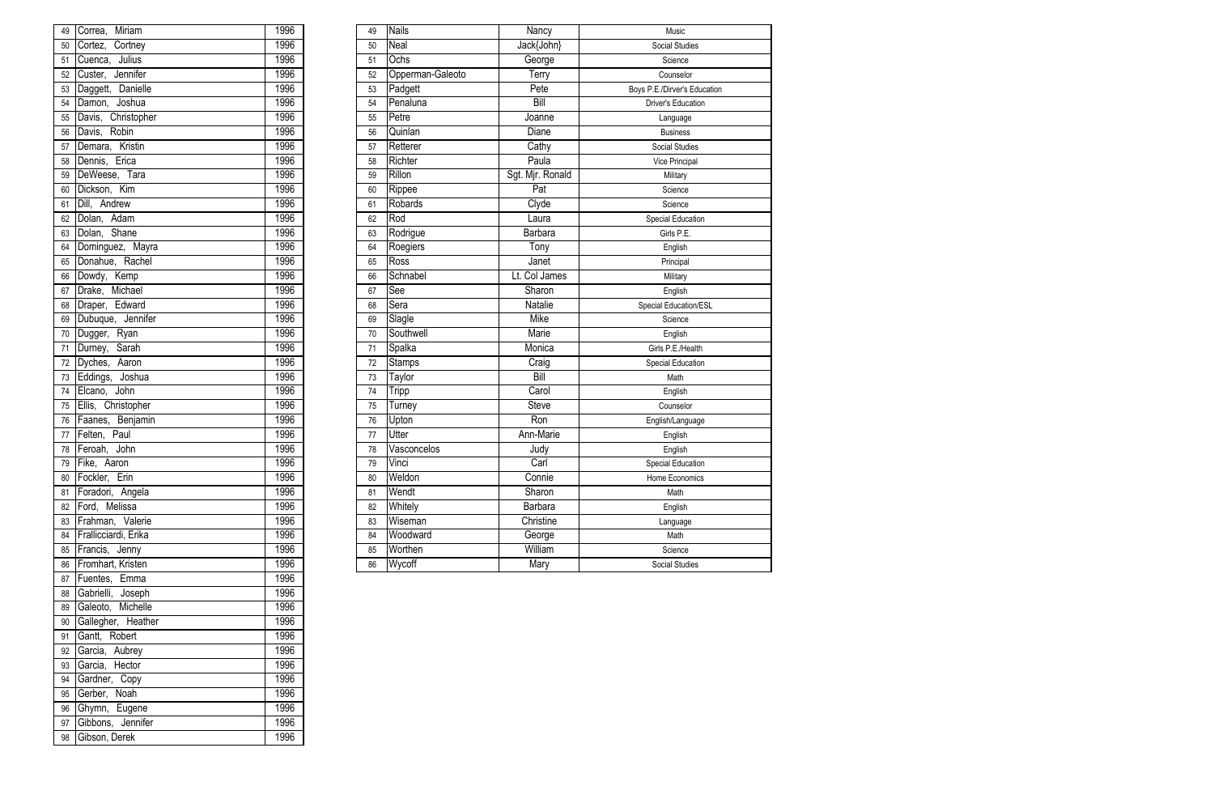| # | Name | Year |
|---|---|---|
| 49 | Correa, Miriam | 1996 |
| 50 | Cortez, Cortney | 1996 |
| 51 | Cuenca, Julius | 1996 |
| 52 | Custer, Jennifer | 1996 |
| 53 | Daggett, Danielle | 1996 |
| 54 | Damon, Joshua | 1996 |
| 55 | Davis, Christopher | 1996 |
| 56 | Davis, Robin | 1996 |
| 57 | Demara, Kristin | 1996 |
| 58 | Dennis, Erica | 1996 |
| 59 | DeWeese, Tara | 1996 |
| 60 | Dickson, Kim | 1996 |
| 61 | Dill, Andrew | 1996 |
| 62 | Dolan, Adam | 1996 |
| 63 | Dolan, Shane | 1996 |
| 64 | Dominguez, Mayra | 1996 |
| 65 | Donahue, Rachel | 1996 |
| 66 | Dowdy, Kemp | 1996 |
| 67 | Drake, Michael | 1996 |
| 68 | Draper, Edward | 1996 |
| 69 | Dubuque, Jennifer | 1996 |
| 70 | Dugger, Ryan | 1996 |
| 71 | Durney, Sarah | 1996 |
| 72 | Dyches, Aaron | 1996 |
| 73 | Eddings, Joshua | 1996 |
| 74 | Elcano, John | 1996 |
| 75 | Ellis, Christopher | 1996 |
| 76 | Faanes, Benjamin | 1996 |
| 77 | Felten, Paul | 1996 |
| 78 | Feroah, John | 1996 |
| 79 | Fike, Aaron | 1996 |
| 80 | Fockler, Erin | 1996 |
| 81 | Foradori, Angela | 1996 |
| 82 | Ford, Melissa | 1996 |
| 83 | Frahman, Valerie | 1996 |
| 84 | Frallicciardi, Erika | 1996 |
| 85 | Francis, Jenny | 1996 |
| 86 | Fromhart, Kristen | 1996 |
| 87 | Fuentes, Emma | 1996 |
| 88 | Gabrielli, Joseph | 1996 |
| 89 | Galeoto, Michelle | 1996 |
| 90 | Gallegher, Heather | 1996 |
| 91 | Gantt, Robert | 1996 |
| 92 | Garcia, Aubrey | 1996 |
| 93 | Garcia, Hector | 1996 |
| 94 | Gardner, Copy | 1996 |
| 95 | Gerber, Noah | 1996 |
| 96 | Ghymn, Eugene | 1996 |
| 97 | Gibbons, Jennifer | 1996 |
| 98 | Gibson, Derek | 1996 |

| # | Last Name | First Name | Subject |
|---|---|---|---|
| 49 | Nails | Nancy | Music |
| 50 | Neal | Jack{John} | Social Studies |
| 51 | Ochs | George | Science |
| 52 | Opperman-Galeoto | Terry | Counselor |
| 53 | Padgett | Pete | Boys P.E./Dirver's Education |
| 54 | Penaluna | Bill | Driver's Education |
| 55 | Petre | Joanne | Language |
| 56 | Quinlan | Diane | Business |
| 57 | Retterer | Cathy | Social Studies |
| 58 | Richter | Paula | Vice Principal |
| 59 | Rillon | Sgt. Mjr. Ronald | Military |
| 60 | Rippee | Pat | Science |
| 61 | Robards | Clyde | Science |
| 62 | Rod | Laura | Special Education |
| 63 | Rodrigue | Barbara | Girls P.E. |
| 64 | Roegiers | Tony | English |
| 65 | Ross | Janet | Principal |
| 66 | Schnabel | Lt. Col James | Military |
| 67 | See | Sharon | English |
| 68 | Sera | Natalie | Special Education/ESL |
| 69 | Slagle | Mike | Science |
| 70 | Southwell | Marie | English |
| 71 | Spalka | Monica | Girls P.E./Health |
| 72 | Stamps | Craig | Special Education |
| 73 | Taylor | Bill | Math |
| 74 | Tripp | Carol | English |
| 75 | Turney | Steve | Counselor |
| 76 | Upton | Ron | English/Language |
| 77 | Utter | Ann-Marie | English |
| 78 | Vasconcelos | Judy | English |
| 79 | Vinci | Carl | Special Education |
| 80 | Weldon | Connie | Home Economics |
| 81 | Wendt | Sharon | Math |
| 82 | Whitely | Barbara | English |
| 83 | Wiseman | Christine | Language |
| 84 | Woodward | George | Math |
| 85 | Worthen | William | Science |
| 86 | Wycoff | Mary | Social Studies |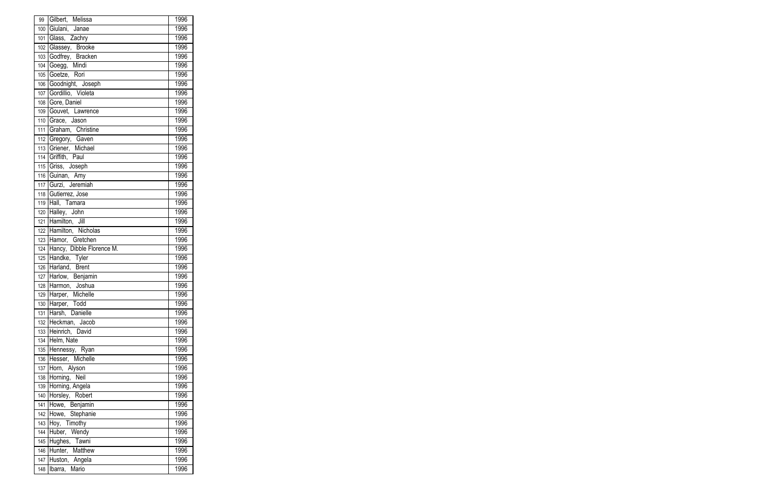| | | |
|---|---|---|
| 99 | Gilbert, Melissa | 1996 |
| 100 | Giulani, Janae | 1996 |
| 101 | Glass, Zachry | 1996 |
| 102 | Glassey, Brooke | 1996 |
| 103 | Godfrey, Bracken | 1996 |
| 104 | Goegg, Mindi | 1996 |
| 105 | Goetze, Rori | 1996 |
| 106 | Goodnight, Joseph | 1996 |
| 107 | Gordillio, Violeta | 1996 |
| 108 | Gore, Daniel | 1996 |
| 109 | Gouvet, Lawrence | 1996 |
| 110 | Grace, Jason | 1996 |
| 111 | Graham, Christine | 1996 |
| 112 | Gregory, Gaven | 1996 |
| 113 | Griener, Michael | 1996 |
| 114 | Griffith, Paul | 1996 |
| 115 | Griss, Joseph | 1996 |
| 116 | Guinan, Amy | 1996 |
| 117 | Gurzi, Jeremiah | 1996 |
| 118 | Gutierrez, Jose | 1996 |
| 119 | Hall, Tamara | 1996 |
| 120 | Halley, John | 1996 |
| 121 | Hamilton, Jill | 1996 |
| 122 | Hamilton, Nicholas | 1996 |
| 123 | Hamor, Gretchen | 1996 |
| 124 | Hancy, Dibble Florence M. | 1996 |
| 125 | Handke, Tyler | 1996 |
| 126 | Harland, Brent | 1996 |
| 127 | Harlow, Benjamin | 1996 |
| 128 | Harmon, Joshua | 1996 |
| 129 | Harper, Michelle | 1996 |
| 130 | Harper, Todd | 1996 |
| 131 | Harsh, Danielle | 1996 |
| 132 | Heckman, Jacob | 1996 |
| 133 | Heinrich, David | 1996 |
| 134 | Helm, Nate | 1996 |
| 135 | Hennessy, Ryan | 1996 |
| 136 | Hesser, Michelle | 1996 |
| 137 | Horn, Alyson | 1996 |
| 138 | Horning, Neil | 1996 |
| 139 | Horning, Angela | 1996 |
| 140 | Horsley, Robert | 1996 |
| 141 | Howe, Benjamin | 1996 |
| 142 | Howe, Stephanie | 1996 |
| 143 | Hoy, Timothy | 1996 |
| 144 | Huber, Wendy | 1996 |
| 145 | Hughes, Tawni | 1996 |
| 146 | Hunter, Matthew | 1996 |
| 147 | Huston, Angela | 1996 |
| 148 | Ibarra, Mario | 1996 |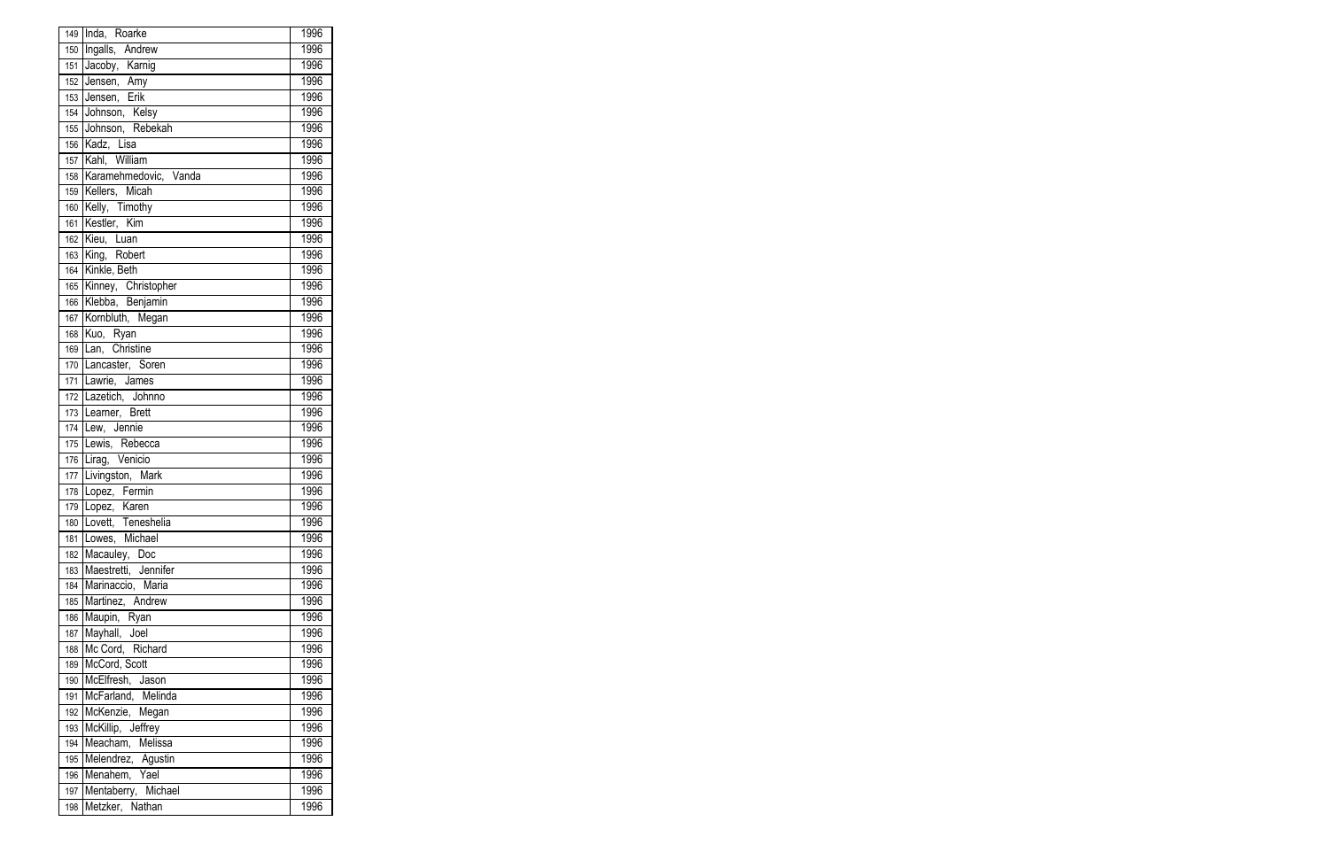| | | |
|---|---|---|
| 149 | Inda, Roarke | 1996 |
| 150 | Ingalls, Andrew | 1996 |
| 151 | Jacoby, Karnig | 1996 |
| 152 | Jensen, Amy | 1996 |
| 153 | Jensen, Erik | 1996 |
| 154 | Johnson, Kelsy | 1996 |
| 155 | Johnson, Rebekah | 1996 |
| 156 | Kadz, Lisa | 1996 |
| 157 | Kahl, William | 1996 |
| 158 | Karamehmedovic, Vanda | 1996 |
| 159 | Kellers, Micah | 1996 |
| 160 | Kelly, Timothy | 1996 |
| 161 | Kestler, Kim | 1996 |
| 162 | Kieu, Luan | 1996 |
| 163 | King, Robert | 1996 |
| 164 | Kinkle, Beth | 1996 |
| 165 | Kinney, Christopher | 1996 |
| 166 | Klebba, Benjamin | 1996 |
| 167 | Kornbluth, Megan | 1996 |
| 168 | Kuo, Ryan | 1996 |
| 169 | Lan, Christine | 1996 |
| 170 | Lancaster, Soren | 1996 |
| 171 | Lawrie, James | 1996 |
| 172 | Lazetich, Johnno | 1996 |
| 173 | Learner, Brett | 1996 |
| 174 | Lew, Jennie | 1996 |
| 175 | Lewis, Rebecca | 1996 |
| 176 | Lirag, Venicio | 1996 |
| 177 | Livingston, Mark | 1996 |
| 178 | Lopez, Fermin | 1996 |
| 179 | Lopez, Karen | 1996 |
| 180 | Lovett, Teneshelia | 1996 |
| 181 | Lowes, Michael | 1996 |
| 182 | Macauley, Doc | 1996 |
| 183 | Maestretti, Jennifer | 1996 |
| 184 | Marinaccio, Maria | 1996 |
| 185 | Martinez, Andrew | 1996 |
| 186 | Maupin, Ryan | 1996 |
| 187 | Mayhall, Joel | 1996 |
| 188 | Mc Cord, Richard | 1996 |
| 189 | McCord, Scott | 1996 |
| 190 | McElfresh, Jason | 1996 |
| 191 | McFarland, Melinda | 1996 |
| 192 | McKenzie, Megan | 1996 |
| 193 | McKillip, Jeffrey | 1996 |
| 194 | Meacham, Melissa | 1996 |
| 195 | Melendrez, Agustin | 1996 |
| 196 | Menahem, Yael | 1996 |
| 197 | Mentaberry, Michael | 1996 |
| 198 | Metzker, Nathan | 1996 |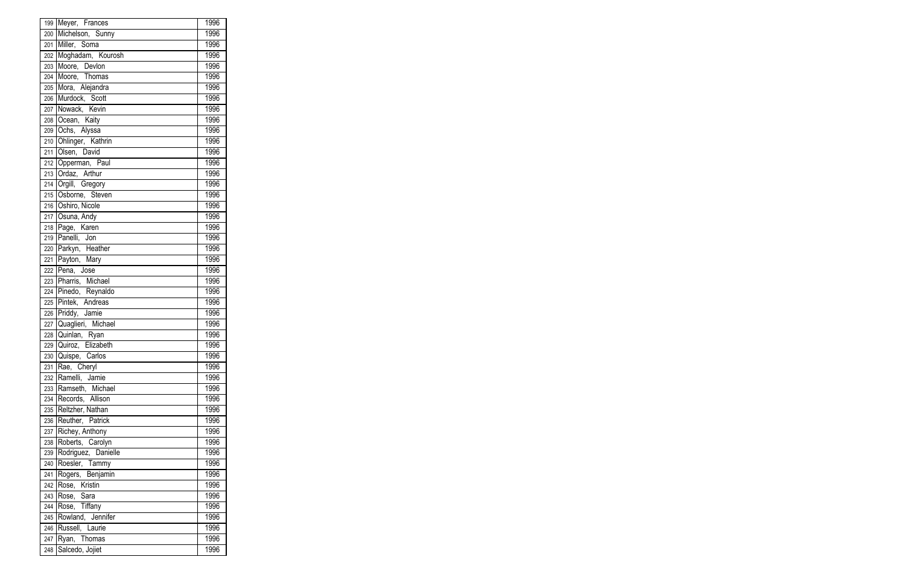| | | |
|---|---|---|
| 199 | Meyer, Frances | 1996 |
| 200 | Michelson, Sunny | 1996 |
| 201 | Miller, Soma | 1996 |
| 202 | Moghadam, Kourosh | 1996 |
| 203 | Moore, Devlon | 1996 |
| 204 | Moore, Thomas | 1996 |
| 205 | Mora, Alejandra | 1996 |
| 206 | Murdock, Scott | 1996 |
| 207 | Nowack, Kevin | 1996 |
| 208 | Ocean, Kaity | 1996 |
| 209 | Ochs, Alyssa | 1996 |
| 210 | Ohlinger, Kathrin | 1996 |
| 211 | Olsen, David | 1996 |
| 212 | Opperman, Paul | 1996 |
| 213 | Ordaz, Arthur | 1996 |
| 214 | Orgill, Gregory | 1996 |
| 215 | Osborne, Steven | 1996 |
| 216 | Oshiro, Nicole | 1996 |
| 217 | Osuna, Andy | 1996 |
| 218 | Page, Karen | 1996 |
| 219 | Panelli, Jon | 1996 |
| 220 | Parkyn, Heather | 1996 |
| 221 | Payton, Mary | 1996 |
| 222 | Pena, Jose | 1996 |
| 223 | Pharris, Michael | 1996 |
| 224 | Pinedo, Reynaldo | 1996 |
| 225 | Pintek, Andreas | 1996 |
| 226 | Priddy, Jamie | 1996 |
| 227 | Quaglieri, Michael | 1996 |
| 228 | Quinlan, Ryan | 1996 |
| 229 | Quiroz, Elizabeth | 1996 |
| 230 | Quispe, Carlos | 1996 |
| 231 | Rae, Cheryl | 1996 |
| 232 | Ramelli, Jamie | 1996 |
| 233 | Ramseth, Michael | 1996 |
| 234 | Records, Allison | 1996 |
| 235 | Reltzher, Nathan | 1996 |
| 236 | Reuther, Patrick | 1996 |
| 237 | Richey, Anthony | 1996 |
| 238 | Roberts, Carolyn | 1996 |
| 239 | Rodriguez, Danielle | 1996 |
| 240 | Roesler, Tammy | 1996 |
| 241 | Rogers, Benjamin | 1996 |
| 242 | Rose, Kristin | 1996 |
| 243 | Rose, Sara | 1996 |
| 244 | Rose, Tiffany | 1996 |
| 245 | Rowland, Jennifer | 1996 |
| 246 | Russell, Laurie | 1996 |
| 247 | Ryan, Thomas | 1996 |
| 248 | Salcedo, Jojiet | 1996 |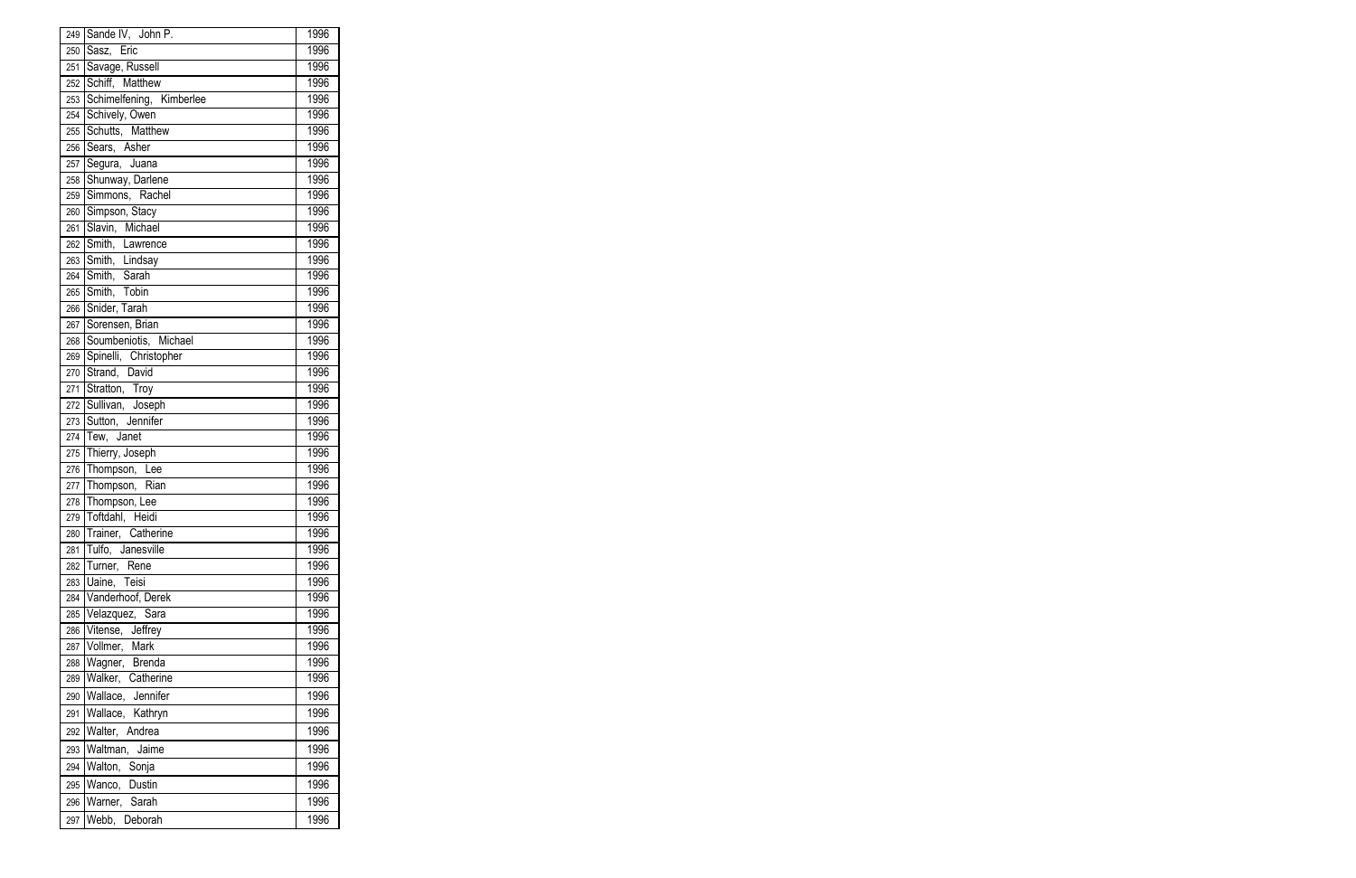| | | |
|---|---|---|
| 249 | Sande IV, John P. | 1996 |
| 250 | Sasz, Eric | 1996 |
| 251 | Savage, Russell | 1996 |
| 252 | Schiff, Matthew | 1996 |
| 253 | Schimelfening, Kimberlee | 1996 |
| 254 | Schively, Owen | 1996 |
| 255 | Schutts, Matthew | 1996 |
| 256 | Sears, Asher | 1996 |
| 257 | Segura, Juana | 1996 |
| 258 | Shunway, Darlene | 1996 |
| 259 | Simmons, Rachel | 1996 |
| 260 | Simpson, Stacy | 1996 |
| 261 | Slavin, Michael | 1996 |
| 262 | Smith, Lawrence | 1996 |
| 263 | Smith, Lindsay | 1996 |
| 264 | Smith, Sarah | 1996 |
| 265 | Smith, Tobin | 1996 |
| 266 | Snider, Tarah | 1996 |
| 267 | Sorensen, Brian | 1996 |
| 268 | Soumbeniotis, Michael | 1996 |
| 269 | Spinelli, Christopher | 1996 |
| 270 | Strand, David | 1996 |
| 271 | Stratton, Troy | 1996 |
| 272 | Sullivan, Joseph | 1996 |
| 273 | Sutton, Jennifer | 1996 |
| 274 | Tew, Janet | 1996 |
| 275 | Thierry, Joseph | 1996 |
| 276 | Thompson, Lee | 1996 |
| 277 | Thompson, Rian | 1996 |
| 278 | Thompson, Lee | 1996 |
| 279 | Toftdahl, Heidi | 1996 |
| 280 | Trainer, Catherine | 1996 |
| 281 | Tulfo, Janesville | 1996 |
| 282 | Turner, Rene | 1996 |
| 283 | Uaine, Teisi | 1996 |
| 284 | Vanderhoof, Derek | 1996 |
| 285 | Velazquez, Sara | 1996 |
| 286 | Vitense, Jeffrey | 1996 |
| 287 | Vollmer, Mark | 1996 |
| 288 | Wagner, Brenda | 1996 |
| 289 | Walker, Catherine | 1996 |
| 290 | Wallace, Jennifer | 1996 |
| 291 | Wallace, Kathryn | 1996 |
| 292 | Walter, Andrea | 1996 |
| 293 | Waltman, Jaime | 1996 |
| 294 | Walton, Sonja | 1996 |
| 295 | Wanco, Dustin | 1996 |
| 296 | Warner, Sarah | 1996 |
| 297 | Webb, Deborah | 1996 |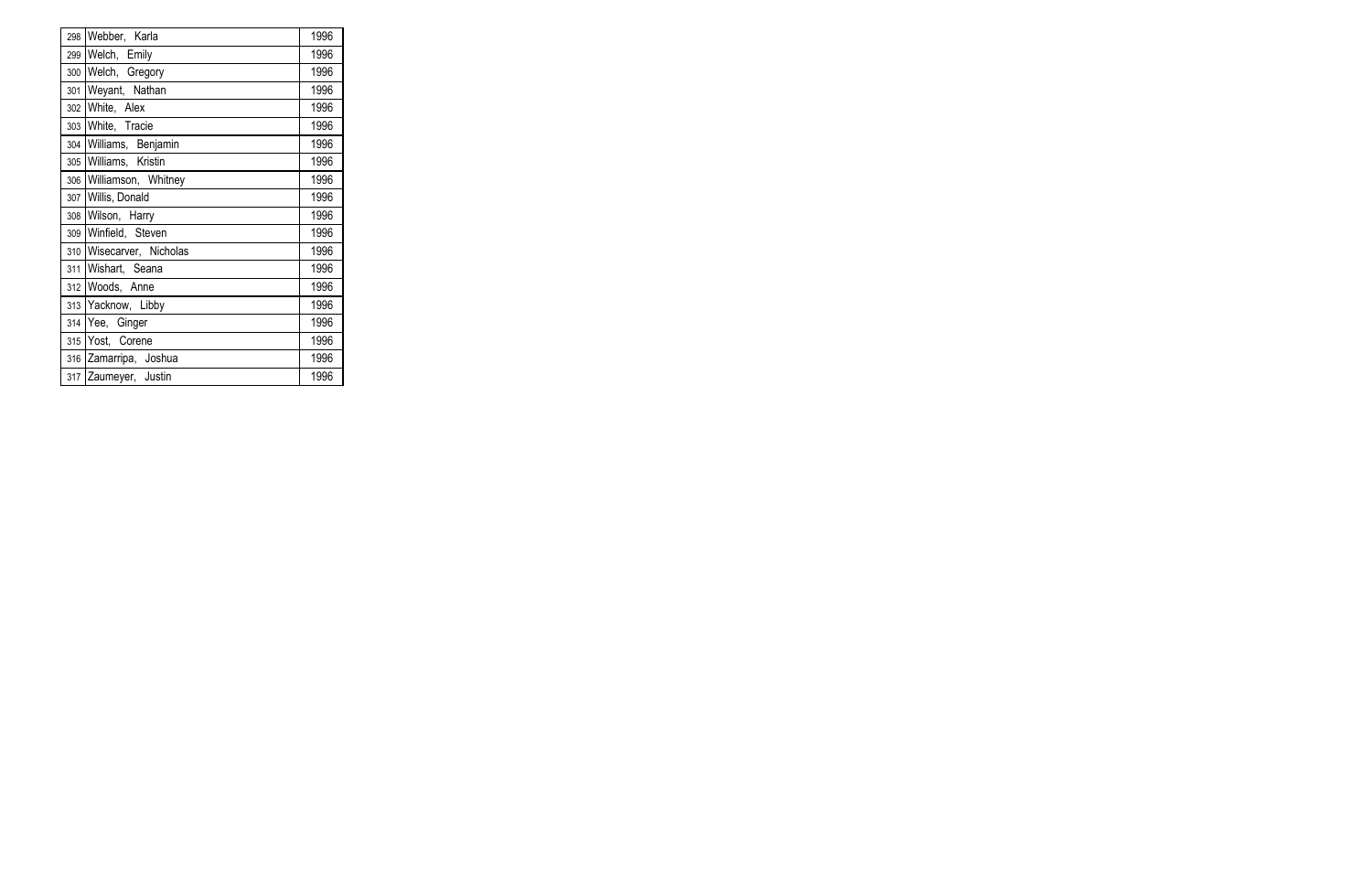| | | |
|---|---|---|
| 298 | Webber, Karla | 1996 |
| 299 | Welch, Emily | 1996 |
| 300 | Welch, Gregory | 1996 |
| 301 | Weyant, Nathan | 1996 |
| 302 | White, Alex | 1996 |
| 303 | White, Tracie | 1996 |
| 304 | Williams, Benjamin | 1996 |
| 305 | Williams, Kristin | 1996 |
| 306 | Williamson, Whitney | 1996 |
| 307 | Willis, Donald | 1996 |
| 308 | Wilson, Harry | 1996 |
| 309 | Winfield, Steven | 1996 |
| 310 | Wisecarver, Nicholas | 1996 |
| 311 | Wishart, Seana | 1996 |
| 312 | Woods, Anne | 1996 |
| 313 | Yacknow, Libby | 1996 |
| 314 | Yee, Ginger | 1996 |
| 315 | Yost, Corene | 1996 |
| 316 | Zamarripa, Joshua | 1996 |
| 317 | Zaumeyer, Justin | 1996 |